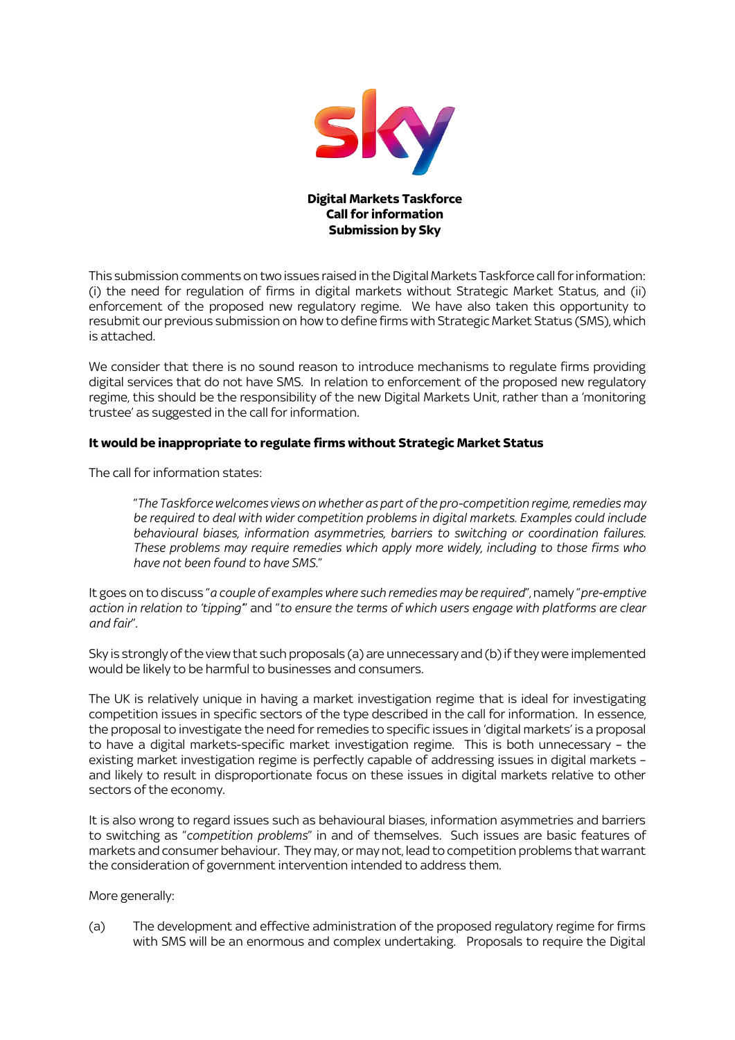**Digital Markets Taskforce**
**Call for information**
**Submission by Sky**

This submission comments on two issues raised in the Digital Markets Taskforce call for information: (i) the need for regulation of firms in digital markets without Strategic Market Status, and (ii) enforcement of the proposed new regulatory regime. We have also taken this opportunity to resubmit our previous submission on how to define firms with Strategic Market Status (SMS), which is attached.

We consider that there is no sound reason to introduce mechanisms to regulate firms providing digital services that do not have SMS. In relation to enforcement of the proposed new regulatory regime, this should be the responsibility of the new Digital Markets Unit, rather than a 'monitoring trustee' as suggested in the call for information.

## It would be inappropriate to regulate firms without Strategic Market Status

The call for information states:

> "*The Taskforce welcomes views on whether as part of the pro-competition regime, remedies may be required to deal with wider competition problems in digital markets. Examples could include behavioural biases, information asymmetries, barriers to switching or coordination failures. These problems may require remedies which apply more widely, including to those firms who have not been found to have SMS.*"

It goes on to discuss "*a couple of examples where such remedies may be required*", namely "*pre-emptive action in relation to 'tipping*" and "*to ensure the terms of which users engage with platforms are clear and fair*".

Sky is strongly of the view that such proposals (a) are unnecessary and (b) if they were implemented would be likely to be harmful to businesses and consumers.

The UK is relatively unique in having a market investigation regime that is ideal for investigating competition issues in specific sectors of the type described in the call for information. In essence, the proposal to investigate the need for remedies to specific issues in 'digital markets' is a proposal to have a digital markets-specific market investigation regime. This is both unnecessary – the existing market investigation regime is perfectly capable of addressing issues in digital markets – and likely to result in disproportionate focus on these issues in digital markets relative to other sectors of the economy.

It is also wrong to regard issues such as behavioural biases, information asymmetries and barriers to switching as "*competition problems*" in and of themselves. Such issues are basic features of markets and consumer behaviour. They may, or may not, lead to competition problems that warrant the consideration of government intervention intended to address them.

More generally:

(a) The development and effective administration of the proposed regulatory regime for firms with SMS will be an enormous and complex undertaking. Proposals to require the Digital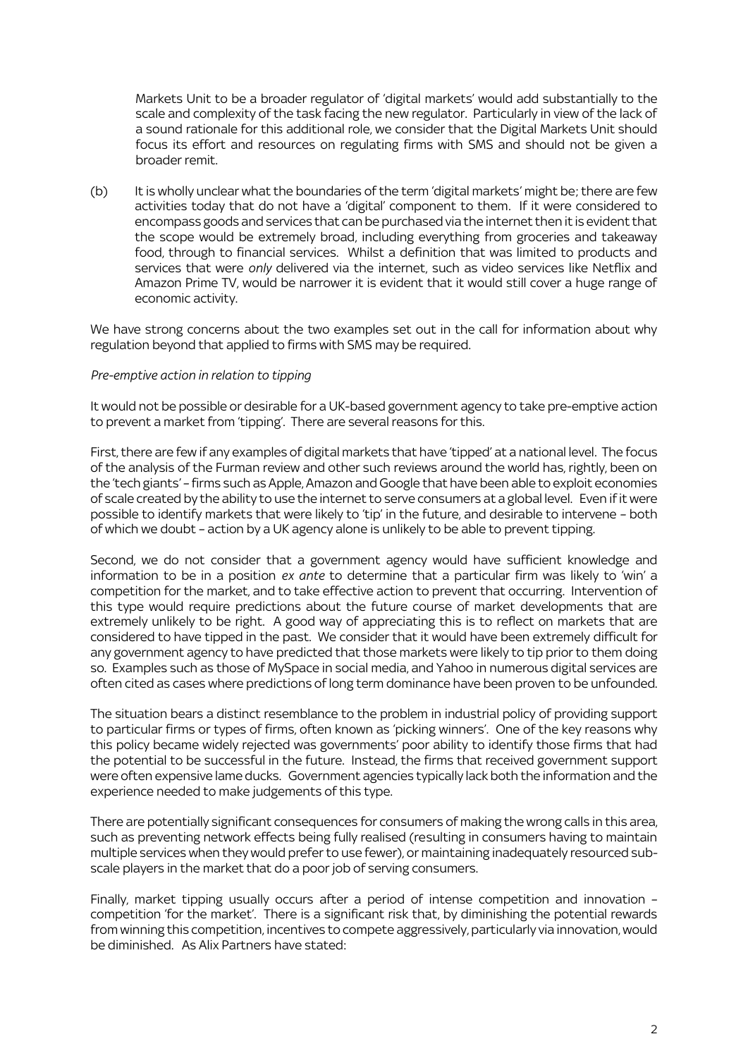Markets Unit to be a broader regulator of 'digital markets' would add substantially to the scale and complexity of the task facing the new regulator. Particularly in view of the lack of a sound rationale for this additional role, we consider that the Digital Markets Unit should focus its effort and resources on regulating firms with SMS and should not be given a broader remit.

(b) It is wholly unclear what the boundaries of the term 'digital markets' might be; there are few activities today that do not have a 'digital' component to them. If it were considered to encompass goods and services that can be purchased via the internet then it is evident that the scope would be extremely broad, including everything from groceries and takeaway food, through to financial services. Whilst a definition that was limited to products and services that were *only* delivered via the internet, such as video services like Netflix and Amazon Prime TV, would be narrower it is evident that it would still cover a huge range of economic activity.

We have strong concerns about the two examples set out in the call for information about why regulation beyond that applied to firms with SMS may be required.

*Pre-emptive action in relation to tipping*

It would not be possible or desirable for a UK-based government agency to take pre-emptive action to prevent a market from 'tipping'. There are several reasons for this.

First, there are few if any examples of digital markets that have 'tipped' at a national level. The focus of the analysis of the Furman review and other such reviews around the world has, rightly, been on the 'tech giants' – firms such as Apple, Amazon and Google that have been able to exploit economies of scale created by the ability to use the internet to serve consumers at a global level. Even if it were possible to identify markets that were likely to 'tip' in the future, and desirable to intervene – both of which we doubt – action by a UK agency alone is unlikely to be able to prevent tipping.

Second, we do not consider that a government agency would have sufficient knowledge and information to be in a position *ex ante* to determine that a particular firm was likely to 'win' a competition for the market, and to take effective action to prevent that occurring. Intervention of this type would require predictions about the future course of market developments that are extremely unlikely to be right. A good way of appreciating this is to reflect on markets that are considered to have tipped in the past. We consider that it would have been extremely difficult for any government agency to have predicted that those markets were likely to tip prior to them doing so. Examples such as those of MySpace in social media, and Yahoo in numerous digital services are often cited as cases where predictions of long term dominance have been proven to be unfounded.

The situation bears a distinct resemblance to the problem in industrial policy of providing support to particular firms or types of firms, often known as 'picking winners'. One of the key reasons why this policy became widely rejected was governments' poor ability to identify those firms that had the potential to be successful in the future. Instead, the firms that received government support were often expensive lame ducks. Government agencies typically lack both the information and the experience needed to make judgements of this type.

There are potentially significant consequences for consumers of making the wrong calls in this area, such as preventing network effects being fully realised (resulting in consumers having to maintain multiple services when they would prefer to use fewer), or maintaining inadequately resourced sub-scale players in the market that do a poor job of serving consumers.

Finally, market tipping usually occurs after a period of intense competition and innovation – competition 'for the market'. There is a significant risk that, by diminishing the potential rewards from winning this competition, incentives to compete aggressively, particularly via innovation, would be diminished. As Alix Partners have stated: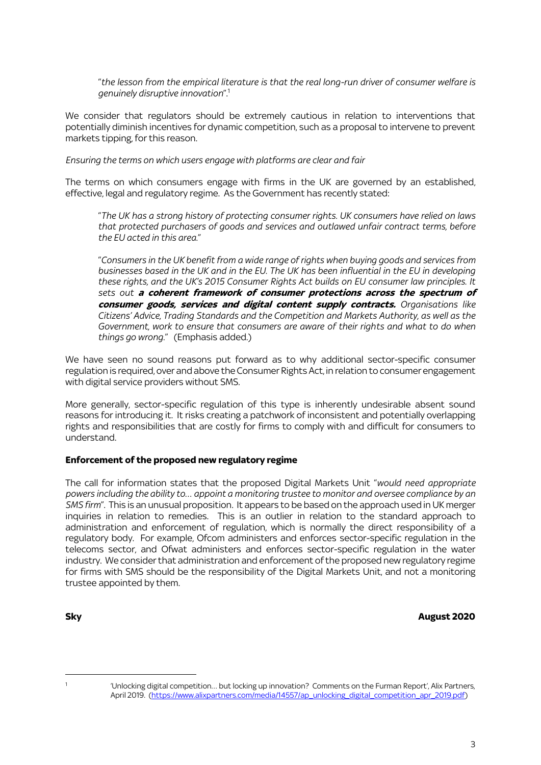> "*the lesson from the empirical literature is that the real long-run driver of consumer welfare is genuinely disruptive innovation*".[1]

We consider that regulators should be extremely cautious in relation to interventions that potentially diminish incentives for dynamic competition, such as a proposal to intervene to prevent markets tipping, for this reason.

*Ensuring the terms on which users engage with platforms are clear and fair*

The terms on which consumers engage with firms in the UK are governed by an established, effective, legal and regulatory regime. As the Government has recently stated:

> "*The UK has a strong history of protecting consumer rights. UK consumers have relied on laws that protected purchasers of goods and services and outlawed unfair contract terms, before the EU acted in this area.*"
>
> "*Consumers in the UK benefit from a wide range of rights when buying goods and services from businesses based in the UK and in the EU. The UK has been influential in the EU in developing these rights, and the UK's 2015 Consumer Rights Act builds on EU consumer law principles. It sets out* ***a coherent framework of consumer protections across the spectrum of consumer goods, services and digital content supply contracts.*** *Organisations like Citizens' Advice, Trading Standards and the Competition and Markets Authority, as well as the Government, work to ensure that consumers are aware of their rights and what to do when things go wrong.*" (Emphasis added.)

We have seen no sound reasons put forward as to why additional sector-specific consumer regulation is required, over and above the Consumer Rights Act, in relation to consumer engagement with digital service providers without SMS.

More generally, sector-specific regulation of this type is inherently undesirable absent sound reasons for introducing it. It risks creating a patchwork of inconsistent and potentially overlapping rights and responsibilities that are costly for firms to comply with and difficult for consumers to understand.

**Enforcement of the proposed new regulatory regime**

The call for information states that the proposed Digital Markets Unit "*would need appropriate powers including the ability to… appoint a monitoring trustee to monitor and oversee compliance by an SMS firm*". This is an unusual proposition. It appears to be based on the approach used in UK merger inquiries in relation to remedies. This is an outlier in relation to the standard approach to administration and enforcement of regulation, which is normally the direct responsibility of a regulatory body. For example, Ofcom administers and enforces sector-specific regulation in the telecoms sector, and Ofwat administers and enforces sector-specific regulation in the water industry. We consider that administration and enforcement of the proposed new regulatory regime for firms with SMS should be the responsibility of the Digital Markets Unit, and not a monitoring trustee appointed by them.

**Sky** **August 2020**

---

[1] 'Unlocking digital competition… but locking up innovation? Comments on the Furman Report', Alix Partners, April 2019. (https://www.alixpartners.com/media/14557/ap_unlocking_digital_competition_apr_2019.pdf)